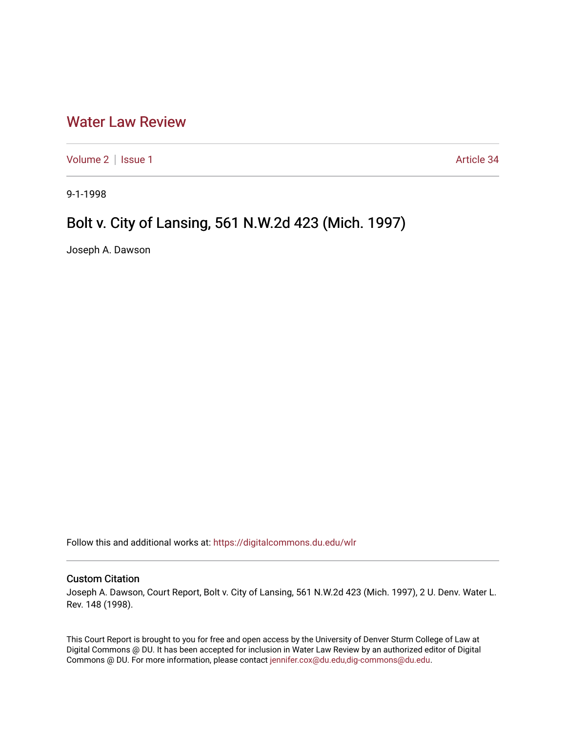# Water Law Review

Volume 2 | Issue 1 Article 34

9-1-1998

## Bolt v. City of Lansing, 561 N.W.2d 423 (Mich. 1997)

Joseph A. Dawson

Follow this and additional works at: https://digitalcommons.du.edu/wlr

### Custom Citation

Joseph A. Dawson, Court Report, Bolt v. City of Lansing, 561 N.W.2d 423 (Mich. 1997), 2 U. Denv. Water L. Rev. 148 (1998).

This Court Report is brought to you for free and open access by the University of Denver Sturm College of Law at Digital Commons @ DU. It has been accepted for inclusion in Water Law Review by an authorized editor of Digital Commons @ DU. For more information, please contact jennifer.cox@du.edu,dig-commons@du.edu.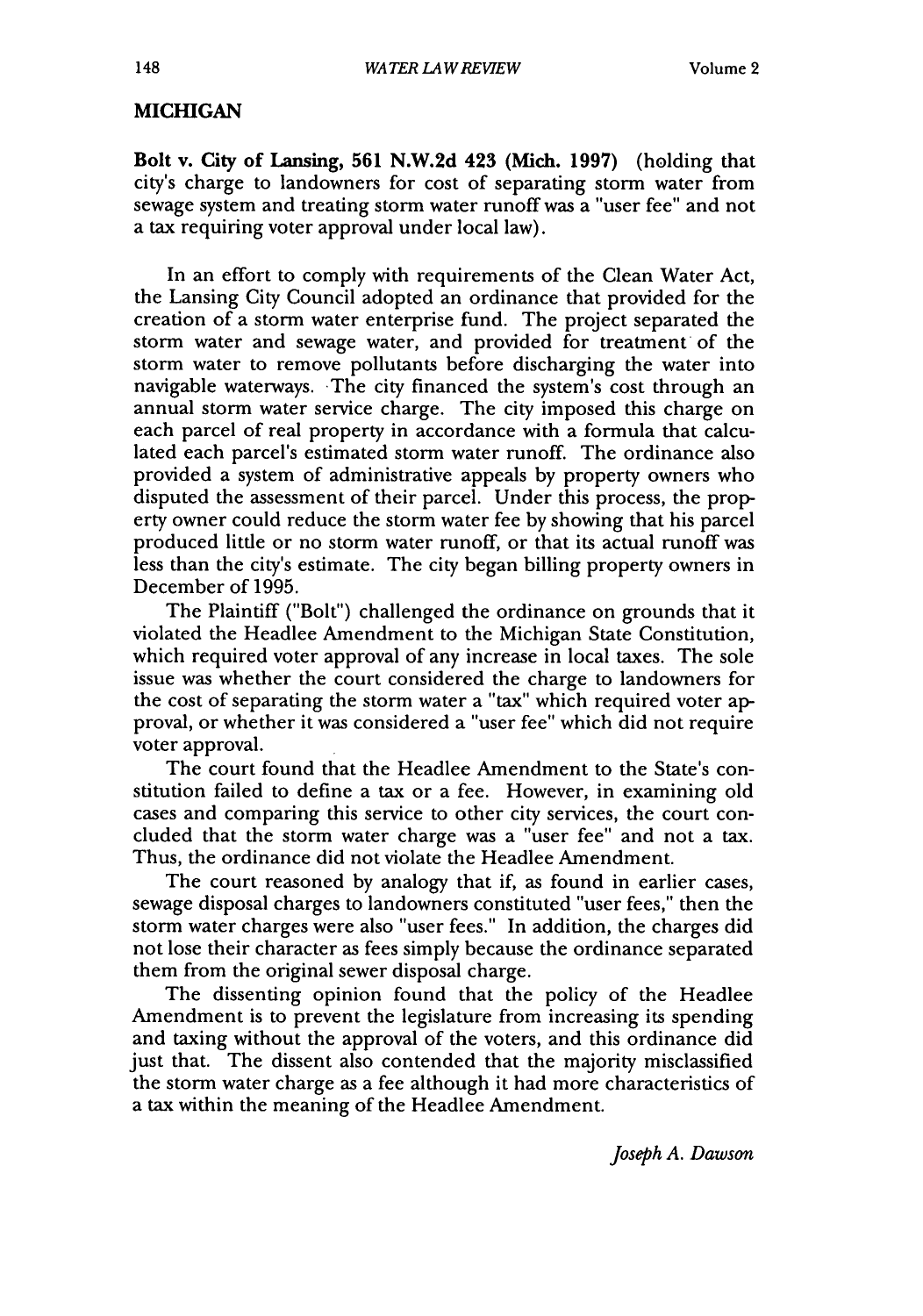## MICHIGAN

**Bolt v. City of Lansing, 561 N.W.2d 423 (Mich. 1997)** (holding that city's charge to landowners for cost of separating storm water from sewage system and treating storm water runoff was a "user fee" and not a tax requiring voter approval under local law).

In an effort to comply with requirements of the Clean Water Act, the Lansing City Council adopted an ordinance that provided for the creation of a storm water enterprise fund. The project separated the storm water and sewage water, and provided for treatment of the storm water to remove pollutants before discharging the water into navigable waterways. The city financed the system's cost through an annual storm water service charge. The city imposed this charge on each parcel of real property in accordance with a formula that calculated each parcel's estimated storm water runoff. The ordinance also provided a system of administrative appeals by property owners who disputed the assessment of their parcel. Under this process, the property owner could reduce the storm water fee by showing that his parcel produced little or no storm water runoff, or that its actual runoff was less than the city's estimate. The city began billing property owners in December of 1995.

The Plaintiff ("Bolt") challenged the ordinance on grounds that it violated the Headlee Amendment to the Michigan State Constitution, which required voter approval of any increase in local taxes. The sole issue was whether the court considered the charge to landowners for the cost of separating the storm water a "tax" which required voter approval, or whether it was considered a "user fee" which did not require voter approval.

The court found that the Headlee Amendment to the State's constitution failed to define a tax or a fee. However, in examining old cases and comparing this service to other city services, the court concluded that the storm water charge was a "user fee" and not a tax. Thus, the ordinance did not violate the Headlee Amendment.

The court reasoned by analogy that if, as found in earlier cases, sewage disposal charges to landowners constituted "user fees," then the storm water charges were also "user fees." In addition, the charges did not lose their character as fees simply because the ordinance separated them from the original sewer disposal charge.

The dissenting opinion found that the policy of the Headlee Amendment is to prevent the legislature from increasing its spending and taxing without the approval of the voters, and this ordinance did just that. The dissent also contended that the majority misclassified the storm water charge as a fee although it had more characteristics of a tax within the meaning of the Headlee Amendment.

*Joseph A. Dawson*